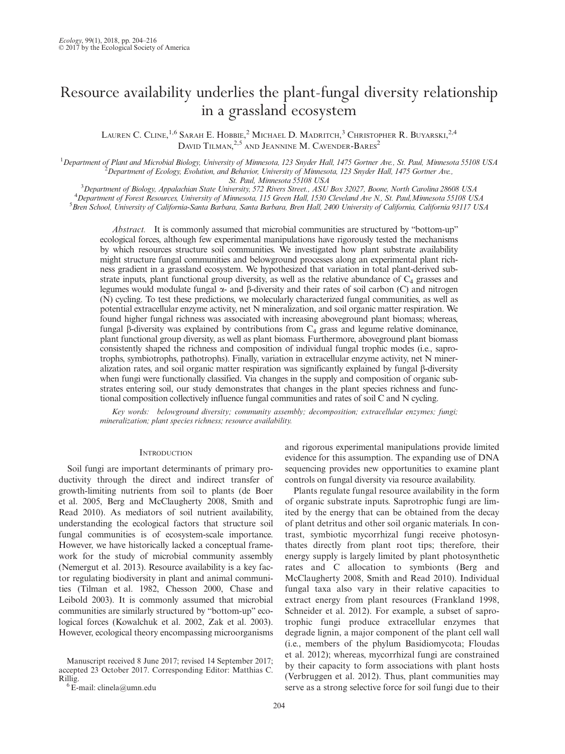# Resource availability underlies the plant-fungal diversity relationship in a grassland ecosystem

Lauren C. Cline,[1,6] Sarah E. Hobbie,[2] Michael D. Madritch,[3] Christopher R. Buyarski,[2,4] David Tilman,[2,5] and Jeannine M. Cavender-Bares[2]

[1]Department of Plant and Microbial Biology, University of Minnesota, 123 Snyder Hall, 1475 Gortner Ave., St. Paul, Minnesota 55108 USA
[2]Department of Ecology, Evolution, and Behavior, University of Minnesota, 123 Snyder Hall, 1475 Gortner Ave., St. Paul, Minnesota 55108 USA
[3]Department of Biology, Appalachian State University, 572 Rivers Street., ASU Box 32027, Boone, North Carolina 28608 USA
[4]Department of Forest Resources, University of Minnesota, 115 Green Hall, 1530 Cleveland Ave N., St. Paul,Minnesota 55108 USA
[5]Bren School, University of California-Santa Barbara, Santa Barbara, Bren Hall, 2400 University of California, California 93117 USA

*Abstract.* It is commonly assumed that microbial communities are structured by "bottom-up" ecological forces, although few experimental manipulations have rigorously tested the mechanisms by which resources structure soil communities. We investigated how plant substrate availability might structure fungal communities and belowground processes along an experimental plant richness gradient in a grassland ecosystem. We hypothesized that variation in total plant-derived substrate inputs, plant functional group diversity, as well as the relative abundance of $C_4$ grasses and legumes would modulate fungal $\alpha$- and $\beta$-diversity and their rates of soil carbon (C) and nitrogen (N) cycling. To test these predictions, we molecularly characterized fungal communities, as well as potential extracellular enzyme activity, net N mineralization, and soil organic matter respiration. We found higher fungal richness was associated with increasing aboveground plant biomass; whereas, fungal $\beta$-diversity was explained by contributions from $C_4$ grass and legume relative dominance, plant functional group diversity, as well as plant biomass. Furthermore, aboveground plant biomass consistently shaped the richness and composition of individual fungal trophic modes (i.e., saprotrophs, symbiotrophs, pathotrophs). Finally, variation in extracellular enzyme activity, net N mineralization rates, and soil organic matter respiration was significantly explained by fungal $\beta$-diversity when fungi were functionally classified. Via changes in the supply and composition of organic substrates entering soil, our study demonstrates that changes in the plant species richness and functional composition collectively influence fungal communities and rates of soil C and N cycling.

*Key words: belowground diversity; community assembly; decomposition; extracellular enzymes; fungi; mineralization; plant species richness; resource availability.*

## Introduction

Soil fungi are important determinants of primary productivity through the direct and indirect transfer of growth-limiting nutrients from soil to plants (de Boer et al. 2005, Berg and McClaugherty 2008, Smith and Read 2010). As mediators of soil nutrient availability, understanding the ecological factors that structure soil fungal communities is of ecosystem-scale importance. However, we have historically lacked a conceptual framework for the study of microbial community assembly (Nemergut et al. 2013). Resource availability is a key factor regulating biodiversity in plant and animal communities (Tilman et al. 1982, Chesson 2000, Chase and Leibold 2003). It is commonly assumed that microbial communities are similarly structured by "bottom-up" ecological forces (Kowalchuk et al. 2002, Zak et al. 2003). However, ecological theory encompassing microorganisms and rigorous experimental manipulations provide limited evidence for this assumption. The expanding use of DNA sequencing provides new opportunities to examine plant controls on fungal diversity via resource availability.

Plants regulate fungal resource availability in the form of organic substrate inputs. Saprotrophic fungi are limited by the energy that can be obtained from the decay of plant detritus and other soil organic materials. In contrast, symbiotic mycorrhizal fungi receive photosynthates directly from plant root tips; therefore, their energy supply is largely limited by plant photosynthetic rates and C allocation to symbionts (Berg and McClaugherty 2008, Smith and Read 2010). Individual fungal taxa also vary in their relative capacities to extract energy from plant resources (Frankland 1998, Schneider et al. 2012). For example, a subset of saprotrophic fungi produce extracellular enzymes that degrade lignin, a major component of the plant cell wall (i.e., members of the phylum Basidiomycota; Floudas et al. 2012); whereas, mycorrhizal fungi are constrained by their capacity to form associations with plant hosts (Verbruggen et al. 2012). Thus, plant communities may serve as a strong selective force for soil fungi due to their

Manuscript received 8 June 2017; revised 14 September 2017; accepted 23 October 2017. Corresponding Editor: Matthias C. Rillig.

[6]E-mail: clinela@umn.edu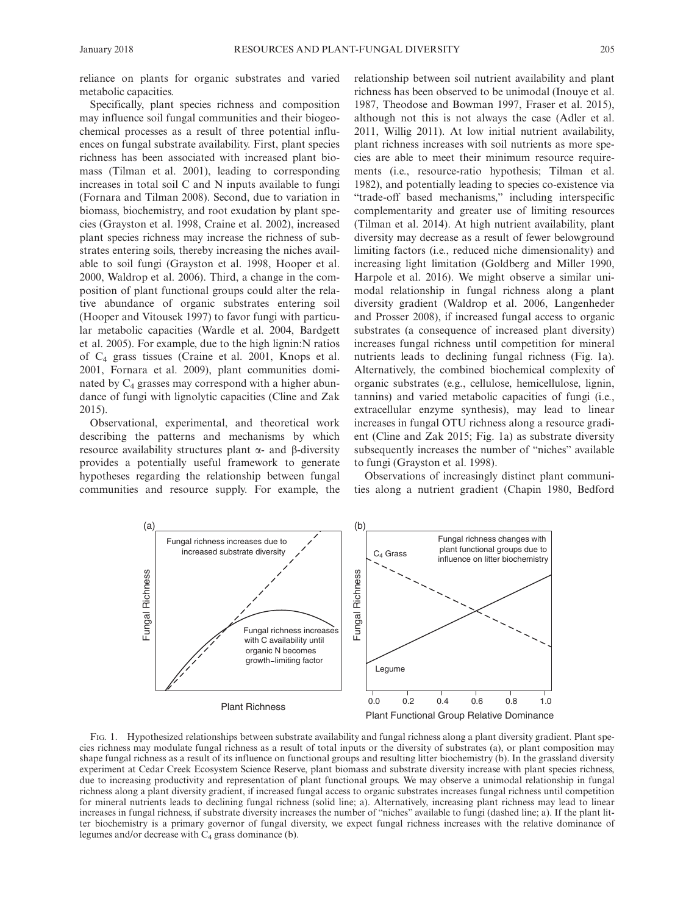reliance on plants for organic substrates and varied metabolic capacities.

Specifically, plant species richness and composition may influence soil fungal communities and their biogeochemical processes as a result of three potential influences on fungal substrate availability. First, plant species richness has been associated with increased plant biomass (Tilman et al. 2001), leading to corresponding increases in total soil C and N inputs available to fungi (Fornara and Tilman 2008). Second, due to variation in biomass, biochemistry, and root exudation by plant species (Grayston et al. 1998, Craine et al. 2002), increased plant species richness may increase the richness of substrates entering soils, thereby increasing the niches available to soil fungi (Grayston et al. 1998, Hooper et al. 2000, Waldrop et al. 2006). Third, a change in the composition of plant functional groups could alter the relative abundance of organic substrates entering soil (Hooper and Vitousek 1997) to favor fungi with particular metabolic capacities (Wardle et al. 2004, Bardgett et al. 2005). For example, due to the high lignin:N ratios of $C_4$ grass tissues (Craine et al. 2001, Knops et al. 2001, Fornara et al. 2009), plant communities dominated by $C_4$ grasses may correspond with a higher abundance of fungi with lignolytic capacities (Cline and Zak 2015).

Observational, experimental, and theoretical work describing the patterns and mechanisms by which resource availability structures plant α- and β-diversity provides a potentially useful framework to generate hypotheses regarding the relationship between fungal communities and resource supply. For example, the relationship between soil nutrient availability and plant richness has been observed to be unimodal (Inouye et al. 1987, Theodose and Bowman 1997, Fraser et al. 2015), although not this is not always the case (Adler et al. 2011, Willig 2011). At low initial nutrient availability, plant richness increases with soil nutrients as more species are able to meet their minimum resource requirements (i.e., resource-ratio hypothesis; Tilman et al. 1982), and potentially leading to species co-existence via "trade-off based mechanisms," including interspecific complementarity and greater use of limiting resources (Tilman et al. 2014). At high nutrient availability, plant diversity may decrease as a result of fewer belowground limiting factors (i.e., reduced niche dimensionality) and increasing light limitation (Goldberg and Miller 1990, Harpole et al. 2016). We might observe a similar unimodal relationship in fungal richness along a plant diversity gradient (Waldrop et al. 2006, Langenheder and Prosser 2008), if increased fungal access to organic substrates (a consequence of increased plant diversity) increases fungal richness until competition for mineral nutrients leads to declining fungal richness (Fig. 1a). Alternatively, the combined biochemical complexity of organic substrates (e.g., cellulose, hemicellulose, lignin, tannins) and varied metabolic capacities of fungi (i.e., extracellular enzyme synthesis), may lead to linear increases in fungal OTU richness along a resource gradient (Cline and Zak 2015; Fig. 1a) as substrate diversity subsequently increases the number of "niches" available to fungi (Grayston et al. 1998).

Observations of increasingly distinct plant communities along a nutrient gradient (Chapin 1980, Bedford

Fig. 1. Hypothesized relationships between substrate availability and fungal richness along a plant diversity gradient. Plant species richness may modulate fungal richness as a result of total inputs or the diversity of substrates (a), or plant composition may shape fungal richness as a result of its influence on functional groups and resulting litter biochemistry (b). In the grassland diversity experiment at Cedar Creek Ecosystem Science Reserve, plant biomass and substrate diversity increase with plant species richness, due to increasing productivity and representation of plant functional groups. We may observe a unimodal relationship in fungal richness along a plant diversity gradient, if increased fungal access to organic substrates increases fungal richness until competition for mineral nutrients leads to declining fungal richness (solid line; a). Alternatively, increasing plant richness may lead to linear increases in fungal richness, if substrate diversity increases the number of "niches" available to fungi (dashed line; a). If the plant litter biochemistry is a primary governor of fungal diversity, we expect fungal richness increases with the relative dominance of legumes and/or decrease with $C_4$ grass dominance (b).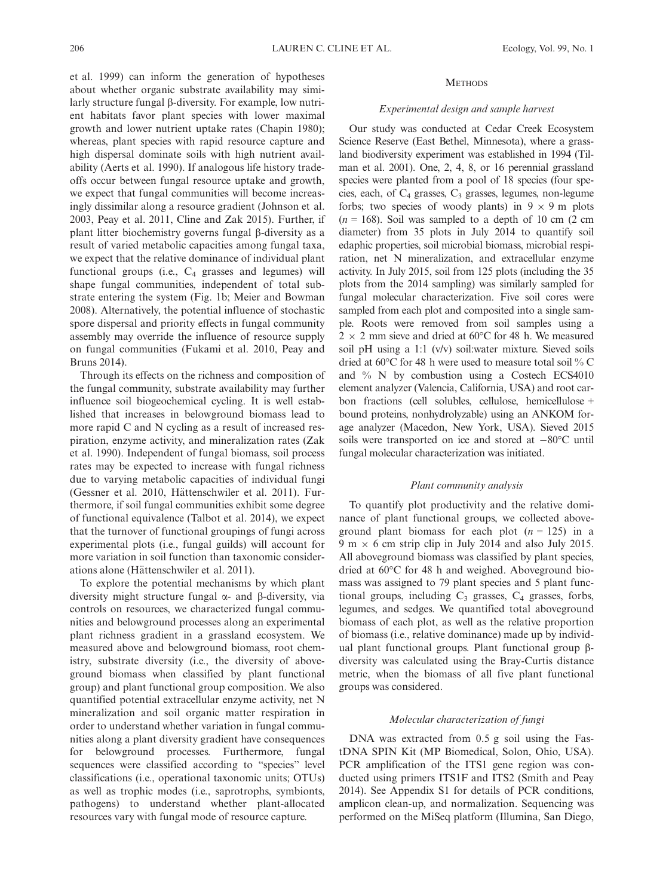et al. 1999) can inform the generation of hypotheses about whether organic substrate availability may similarly structure fungal β-diversity. For example, low nutrient habitats favor plant species with lower maximal growth and lower nutrient uptake rates (Chapin 1980); whereas, plant species with rapid resource capture and high dispersal dominate soils with high nutrient availability (Aerts et al. 1990). If analogous life history tradeoffs occur between fungal resource uptake and growth, we expect that fungal communities will become increasingly dissimilar along a resource gradient (Johnson et al. 2003, Peay et al. 2011, Cline and Zak 2015). Further, if plant litter biochemistry governs fungal β-diversity as a result of varied metabolic capacities among fungal taxa, we expect that the relative dominance of individual plant functional groups (i.e., $C_4$ grasses and legumes) will shape fungal communities, independent of total substrate entering the system (Fig. 1b; Meier and Bowman 2008). Alternatively, the potential influence of stochastic spore dispersal and priority effects in fungal community assembly may override the influence of resource supply on fungal communities (Fukami et al. 2010, Peay and Bruns 2014).

Through its effects on the richness and composition of the fungal community, substrate availability may further influence soil biogeochemical cycling. It is well established that increases in belowground biomass lead to more rapid C and N cycling as a result of increased respiration, enzyme activity, and mineralization rates (Zak et al. 1990). Independent of fungal biomass, soil process rates may be expected to increase with fungal richness due to varying metabolic capacities of individual fungi (Gessner et al. 2010, Hättenschwiler et al. 2011). Furthermore, if soil fungal communities exhibit some degree of functional equivalence (Talbot et al. 2014), we expect that the turnover of functional groupings of fungi across experimental plots (i.e., fungal guilds) will account for more variation in soil function than taxonomic considerations alone (Hättenschwiler et al. 2011).

To explore the potential mechanisms by which plant diversity might structure fungal α- and β-diversity, via controls on resources, we characterized fungal communities and belowground processes along an experimental plant richness gradient in a grassland ecosystem. We measured above and belowground biomass, root chemistry, substrate diversity (i.e., the diversity of aboveground biomass when classified by plant functional group) and plant functional group composition. We also quantified potential extracellular enzyme activity, net N mineralization and soil organic matter respiration in order to understand whether variation in fungal communities along a plant diversity gradient have consequences for belowground processes. Furthermore, fungal sequences were classified according to "species" level classifications (i.e., operational taxonomic units; OTUs) as well as trophic modes (i.e., saprotrophs, symbionts, pathogens) to understand whether plant-allocated resources vary with fungal mode of resource capture.

## Methods

### Experimental design and sample harvest

Our study was conducted at Cedar Creek Ecosystem Science Reserve (East Bethel, Minnesota), where a grassland biodiversity experiment was established in 1994 (Tilman et al. 2001). One, 2, 4, 8, or 16 perennial grassland species were planted from a pool of 18 species (four species, each, of $C_4$ grasses, $C_3$ grasses, legumes, non-legume forbs; two species of woody plants) in $9 \times 9$ m plots ($n = 168$). Soil was sampled to a depth of 10 cm (2 cm diameter) from 35 plots in July 2014 to quantify soil edaphic properties, soil microbial biomass, microbial respiration, net N mineralization, and extracellular enzyme activity. In July 2015, soil from 125 plots (including the 35 plots from the 2014 sampling) was similarly sampled for fungal molecular characterization. Five soil cores were sampled from each plot and composited into a single sample. Roots were removed from soil samples using a $2 \times 2$ mm sieve and dried at 60°C for 48 h. We measured soil pH using a 1:1 (v/v) soil:water mixture. Sieved soils dried at 60°C for 48 h were used to measure total soil % C and % N by combustion using a Costech ECS4010 element analyzer (Valencia, California, USA) and root carbon fractions (cell solubles, cellulose, hemicellulose + bound proteins, nonhydrolyzable) using an ANKOM forage analyzer (Macedon, New York, USA). Sieved 2015 soils were transported on ice and stored at −80°C until fungal molecular characterization was initiated.

### Plant community analysis

To quantify plot productivity and the relative dominance of plant functional groups, we collected aboveground plant biomass for each plot ($n = 125$) in a 9 m × 6 cm strip clip in July 2014 and also July 2015. All aboveground biomass was classified by plant species, dried at 60°C for 48 h and weighed. Aboveground biomass was assigned to 79 plant species and 5 plant functional groups, including $C_3$ grasses, $C_4$ grasses, forbs, legumes, and sedges. We quantified total aboveground biomass of each plot, as well as the relative proportion of biomass (i.e., relative dominance) made up by individual plant functional groups. Plant functional group β-diversity was calculated using the Bray-Curtis distance metric, when the biomass of all five plant functional groups was considered.

### Molecular characterization of fungi

DNA was extracted from 0.5 g soil using the FastDNA SPIN Kit (MP Biomedical, Solon, Ohio, USA). PCR amplification of the ITS1 gene region was conducted using primers ITS1F and ITS2 (Smith and Peay 2014). See Appendix S1 for details of PCR conditions, amplicon clean-up, and normalization. Sequencing was performed on the MiSeq platform (Illumina, San Diego,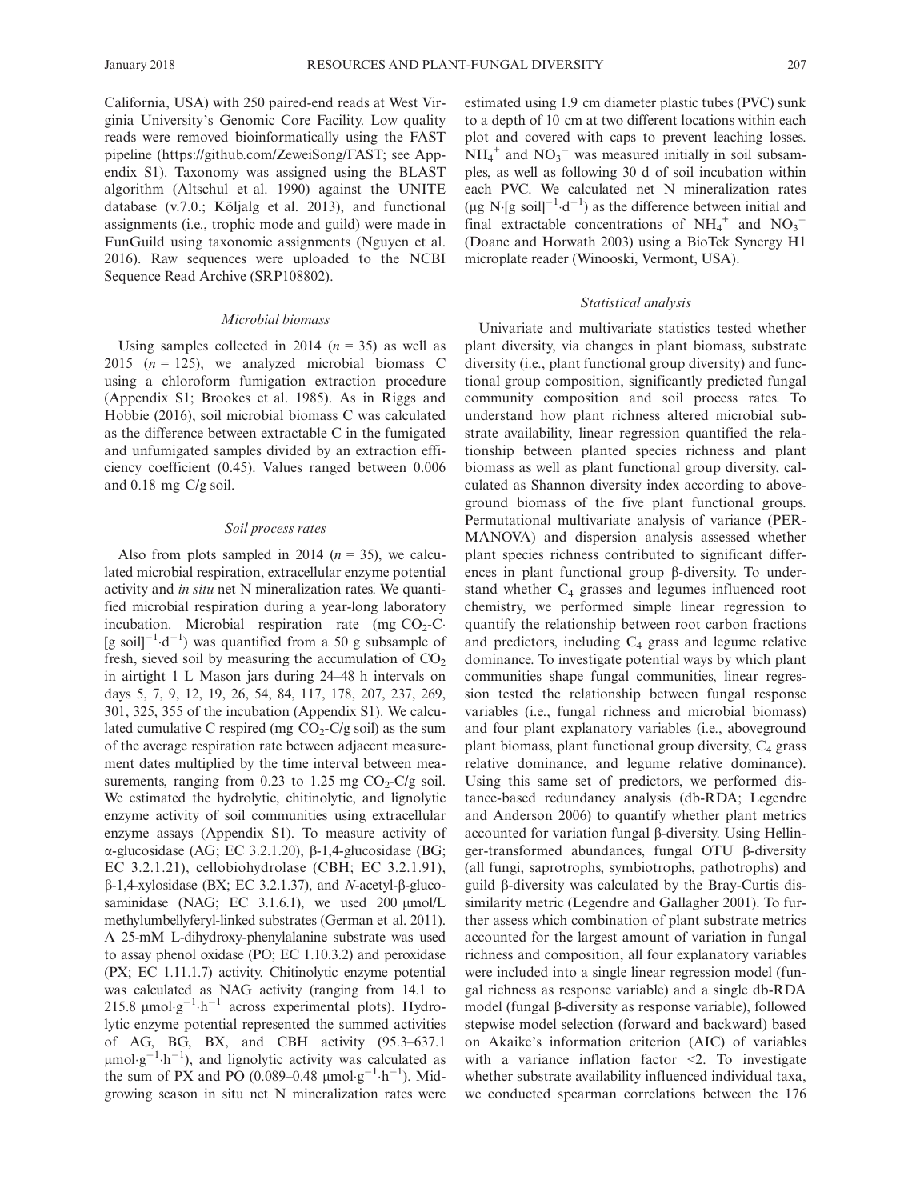California, USA) with 250 paired-end reads at West Virginia University's Genomic Core Facility. Low quality reads were removed bioinformatically using the FAST pipeline (https://github.com/ZeweiSong/FAST; see Appendix S1). Taxonomy was assigned using the BLAST algorithm (Altschul et al. 1990) against the UNITE database (v.7.0.; Kõljalg et al. 2013), and functional assignments (i.e., trophic mode and guild) were made in FunGuild using taxonomic assignments (Nguyen et al. 2016). Raw sequences were uploaded to the NCBI Sequence Read Archive (SRP108802).

### Microbial biomass

Using samples collected in 2014 ($n = 35$) as well as 2015 ($n = 125$), we analyzed microbial biomass C using a chloroform fumigation extraction procedure (Appendix S1; Brookes et al. 1985). As in Riggs and Hobbie (2016), soil microbial biomass C was calculated as the difference between extractable C in the fumigated and unfumigated samples divided by an extraction efficiency coefficient (0.45). Values ranged between 0.006 and 0.18 mg C/g soil.

### Soil process rates

Also from plots sampled in 2014 ($n = 35$), we calculated microbial respiration, extracellular enzyme potential activity and *in situ* net N mineralization rates. We quantified microbial respiration during a year-long laboratory incubation. Microbial respiration rate (mg $CO_2$-C·[g soil]$^{-1}$·d$^{-1}$) was quantified from a 50 g subsample of fresh, sieved soil by measuring the accumulation of $CO_2$ in airtight 1 L Mason jars during 24–48 h intervals on days 5, 7, 9, 12, 19, 26, 54, 84, 117, 178, 207, 237, 269, 301, 325, 355 of the incubation (Appendix S1). We calculated cumulative C respired (mg $CO_2$-C/g soil) as the sum of the average respiration rate between adjacent measurement dates multiplied by the time interval between measurements, ranging from 0.23 to 1.25 mg $CO_2$-C/g soil. We estimated the hydrolytic, chitinolytic, and lignolytic enzyme activity of soil communities using extracellular enzyme assays (Appendix S1). To measure activity of α-glucosidase (AG; EC 3.2.1.20), β-1,4-glucosidase (BG; EC 3.2.1.21), cellobiohydrolase (CBH; EC 3.2.1.91), β-1,4-xylosidase (BX; EC 3.2.1.37), and *N*-acetyl-β-glucosaminidase (NAG; EC 3.1.6.1), we used 200 μmol/L methylumbellyferyl-linked substrates (German et al. 2011). A 25-mM L-dihydroxy-phenylalanine substrate was used to assay phenol oxidase (PO; EC 1.10.3.2) and peroxidase (PX; EC 1.11.1.7) activity. Chitinolytic enzyme potential was calculated as NAG activity (ranging from 14.1 to 215.8 μmol·g$^{-1}$·h$^{-1}$ across experimental plots). Hydrolytic enzyme potential represented the summed activities of AG, BG, BX, and CBH activity (95.3–637.1 μmol·g$^{-1}$·h$^{-1}$), and lignolytic activity was calculated as the sum of PX and PO (0.089–0.48 μmol·g$^{-1}$·h$^{-1}$). Mid-growing season in situ net N mineralization rates were estimated using 1.9 cm diameter plastic tubes (PVC) sunk to a depth of 10 cm at two different locations within each plot and covered with caps to prevent leaching losses. $NH_4^+$ and $NO_3^-$ was measured initially in soil subsamples, as well as following 30 d of soil incubation within each PVC. We calculated net N mineralization rates (μg N·[g soil]$^{-1}$·d$^{-1}$) as the difference between initial and final extractable concentrations of $NH_4^+$ and $NO_3^-$ (Doane and Horwath 2003) using a BioTek Synergy H1 microplate reader (Winooski, Vermont, USA).

### Statistical analysis

Univariate and multivariate statistics tested whether plant diversity, via changes in plant biomass, substrate diversity (i.e., plant functional group diversity) and functional group composition, significantly predicted fungal community composition and soil process rates. To understand how plant richness altered microbial substrate availability, linear regression quantified the relationship between planted species richness and plant biomass as well as plant functional group diversity, calculated as Shannon diversity index according to aboveground biomass of the five plant functional groups. Permutational multivariate analysis of variance (PERMANOVA) and dispersion analysis assessed whether plant species richness contributed to significant differences in plant functional group β-diversity. To understand whether $C_4$ grasses and legumes influenced root chemistry, we performed simple linear regression to quantify the relationship between root carbon fractions and predictors, including $C_4$ grass and legume relative dominance. To investigate potential ways by which plant communities shape fungal communities, linear regression tested the relationship between fungal response variables (i.e., fungal richness and microbial biomass) and four plant explanatory variables (i.e., aboveground plant biomass, plant functional group diversity, $C_4$ grass relative dominance, and legume relative dominance). Using this same set of predictors, we performed distance-based redundancy analysis (db-RDA; Legendre and Anderson 2006) to quantify whether plant metrics accounted for variation fungal β-diversity. Using Hellinger-transformed abundances, fungal OTU β-diversity (all fungi, saprotrophs, symbiotrophs, pathotrophs) and guild β-diversity was calculated by the Bray-Curtis dissimilarity metric (Legendre and Gallagher 2001). To further assess which combination of plant substrate metrics accounted for the largest amount of variation in fungal richness and composition, all four explanatory variables were included into a single linear regression model (fungal richness as response variable) and a single db-RDA model (fungal β-diversity as response variable), followed stepwise model selection (forward and backward) based on Akaike's information criterion (AIC) of variables with a variance inflation factor <2. To investigate whether substrate availability influenced individual taxa, we conducted spearman correlations between the 176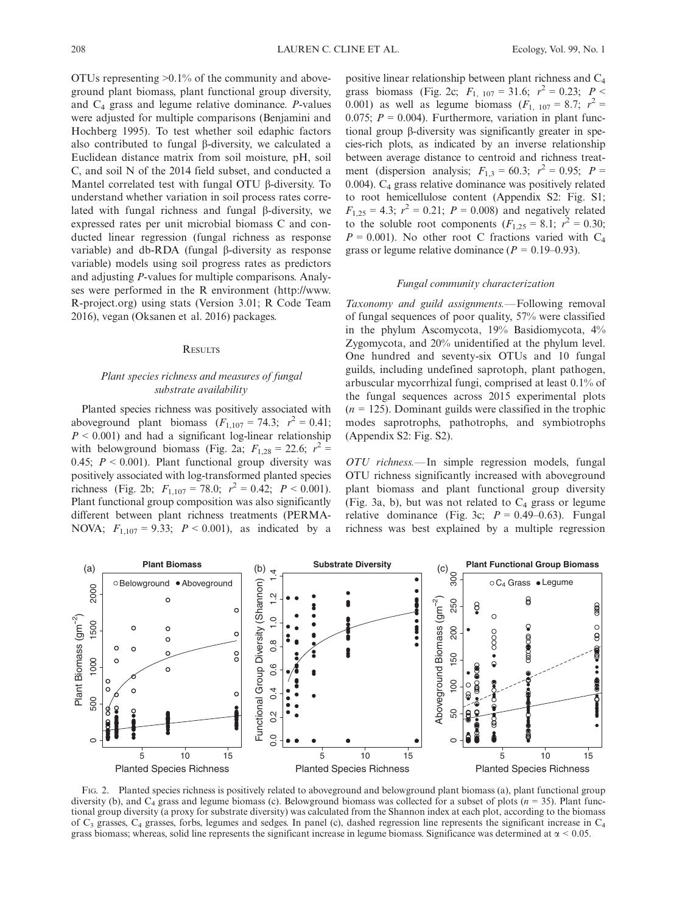OTUs representing >0.1% of the community and aboveground plant biomass, plant functional group diversity, and $C_4$ grass and legume relative dominance. *P*-values were adjusted for multiple comparisons (Benjamini and Hochberg 1995). To test whether soil edaphic factors also contributed to fungal β-diversity, we calculated a Euclidean distance matrix from soil moisture, pH, soil C, and soil N of the 2014 field subset, and conducted a Mantel correlated test with fungal OTU β-diversity. To understand whether variation in soil process rates correlated with fungal richness and fungal β-diversity, we expressed rates per unit microbial biomass C and conducted linear regression (fungal richness as response variable) and db-RDA (fungal β-diversity as response variable) models using soil progress rates as predictors and adjusting *P*-values for multiple comparisons. Analyses were performed in the R environment (http://www.R-project.org) using stats (Version 3.01; R Code Team 2016), vegan (Oksanen et al. 2016) packages.

## Results

### *Plant species richness and measures of fungal substrate availability*

Planted species richness was positively associated with aboveground plant biomass ($F_{1,107} = 74.3$; $r^2 = 0.41$; $P < 0.001$) and had a significant log-linear relationship with belowground biomass (Fig. 2a; $F_{1,28} = 22.6$; $r^2 = 0.45$; $P < 0.001$). Plant functional group diversity was positively associated with log-transformed planted species richness (Fig. 2b; $F_{1,107} = 78.0$; $r^2 = 0.42$; $P < 0.001$). Plant functional group composition was also significantly different between plant richness treatments (PERMANOVA; $F_{1,107} = 9.33$; $P < 0.001$), as indicated by a positive linear relationship between plant richness and $C_4$ grass biomass (Fig. 2c; $F_{1,\ 107} = 31.6$; $r^2 = 0.23$; $P < 0.001$) as well as legume biomass ($F_{1,\ 107} = 8.7$; $r^2 = 0.075$; $P = 0.004$). Furthermore, variation in plant functional group β-diversity was significantly greater in species-rich plots, as indicated by an inverse relationship between average distance to centroid and richness treatment (dispersion analysis; $F_{1,3} = 60.3$; $r^2 = 0.95$; $P = 0.004$). $C_4$ grass relative dominance was positively related to root hemicellulose content (Appendix S2: Fig. S1; $F_{1,25} = 4.3$; $r^2 = 0.21$; $P = 0.008$) and negatively related to the soluble root components ($F_{1,25} = 8.1$; $r^2 = 0.30$; $P = 0.001$). No other root C fractions varied with $C_4$ grass or legume relative dominance ($P = 0.19–0.93$).

### *Fungal community characterization*

*Taxonomy and guild assignments.*—Following removal of fungal sequences of poor quality, 57% were classified in the phylum Ascomycota, 19% Basidiomycota, 4% Zygomycota, and 20% unidentified at the phylum level. One hundred and seventy-six OTUs and 10 fungal guilds, including undefined saprotoph, plant pathogen, arbuscular mycorrhizal fungi, comprised at least 0.1% of the fungal sequences across 2015 experimental plots ($n = 125$). Dominant guilds were classified in the trophic modes saprotrophs, pathotrophs, and symbiotrophs (Appendix S2: Fig. S2).

*OTU richness.*—In simple regression models, fungal OTU richness significantly increased with aboveground plant biomass and plant functional group diversity (Fig. 3a, b), but was not related to $C_4$ grass or legume relative dominance (Fig. 3c; $P = 0.49–0.63$). Fungal richness was best explained by a multiple regression

Fig. 2. Planted species richness is positively related to aboveground and belowground plant biomass (a), plant functional group diversity (b), and $C_4$ grass and legume biomass (c). Belowground biomass was collected for a subset of plots ($n = 35$). Plant functional group diversity (a proxy for substrate diversity) was calculated from the Shannon index at each plot, according to the biomass of $C_3$ grasses, $C_4$ grasses, forbs, legumes and sedges. In panel (c), dashed regression line represents the significant increase in $C_4$ grass biomass; whereas, solid line represents the significant increase in legume biomass. Significance was determined at $\alpha < 0.05$.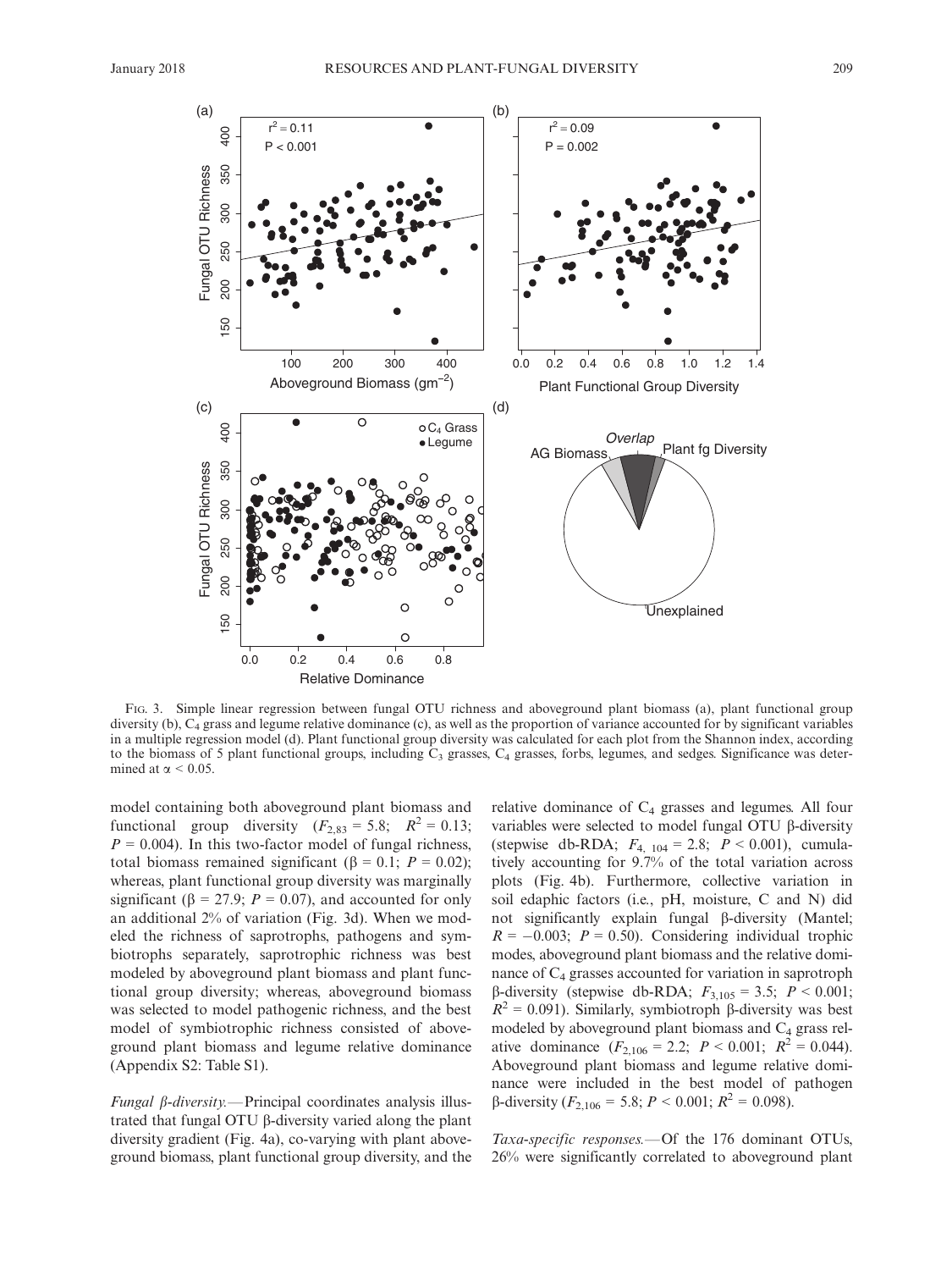Fig. 3. Simple linear regression between fungal OTU richness and aboveground plant biomass (a), plant functional group diversity (b), $C_4$ grass and legume relative dominance (c), as well as the proportion of variance accounted for by significant variables in a multiple regression model (d). Plant functional group diversity was calculated for each plot from the Shannon index, according to the biomass of 5 plant functional groups, including $C_3$ grasses, $C_4$ grasses, forbs, legumes, and sedges. Significance was determined at $\alpha < 0.05$.

model containing both aboveground plant biomass and functional group diversity ($F_{2,83} = 5.8$; $R^2 = 0.13$; $P = 0.004$). In this two-factor model of fungal richness, total biomass remained significant ($\beta = 0.1$; $P = 0.02$); whereas, plant functional group diversity was marginally significant ($\beta = 27.9$; $P = 0.07$), and accounted for only an additional 2% of variation (Fig. 3d). When we modeled the richness of saprotrophs, pathogens and symbiotrophs separately, saprotrophic richness was best modeled by aboveground plant biomass and plant functional group diversity; whereas, aboveground biomass was selected to model pathogenic richness, and the best model of symbiotrophic richness consisted of aboveground plant biomass and legume relative dominance (Appendix S2: Table S1).

*Fungal β-diversity.*—Principal coordinates analysis illustrated that fungal OTU β-diversity varied along the plant diversity gradient (Fig. 4a), co-varying with plant aboveground biomass, plant functional group diversity, and the relative dominance of $C_4$ grasses and legumes. All four variables were selected to model fungal OTU β-diversity (stepwise db-RDA; $F_{4,104} = 2.8$; $P < 0.001$), cumulatively accounting for 9.7% of the total variation across plots (Fig. 4b). Furthermore, collective variation in soil edaphic factors (i.e., pH, moisture, C and N) did not significantly explain fungal β-diversity (Mantel; $R = -0.003$; $P = 0.50$). Considering individual trophic modes, aboveground plant biomass and the relative dominance of $C_4$ grasses accounted for variation in saprotroph β-diversity (stepwise db-RDA; $F_{3,105} = 3.5$; $P < 0.001$; $R^2 = 0.091$). Similarly, symbiotroph β-diversity was best modeled by aboveground plant biomass and $C_4$ grass relative dominance ($F_{2,106} = 2.2$; $P < 0.001$; $R^2 = 0.044$). Aboveground plant biomass and legume relative dominance were included in the best model of pathogen β-diversity ($F_{2,106} = 5.8$; $P < 0.001$; $R^2 = 0.098$).

*Taxa-specific responses.*—Of the 176 dominant OTUs, 26% were significantly correlated to aboveground plant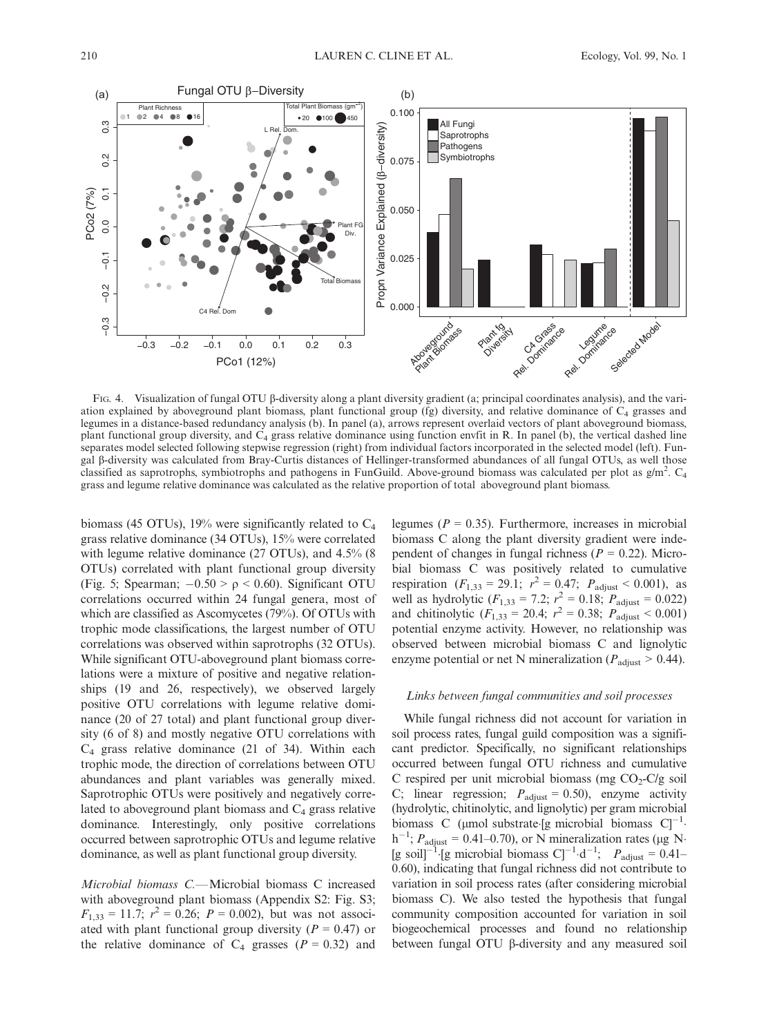Fig. 4. Visualization of fungal OTU β-diversity along a plant diversity gradient (a; principal coordinates analysis), and the variation explained by aboveground plant biomass, plant functional group (fg) diversity, and relative dominance of $C_4$ grasses and legumes in a distance-based redundancy analysis (b). In panel (a), arrows represent overlaid vectors of plant aboveground biomass, plant functional group diversity, and $C_4$ grass relative dominance using function envfit in R. In panel (b), the vertical dashed line separates model selected following stepwise regression (right) from individual factors incorporated in the selected model (left). Fungal β-diversity was calculated from Bray-Curtis distances of Hellinger-transformed abundances of all fungal OTUs, as well those classified as saprotrophs, symbiotrophs and pathogens in FunGuild. Above-ground biomass was calculated per plot as $g/m^2$. $C_4$ grass and legume relative dominance was calculated as the relative proportion of total aboveground plant biomass.

biomass (45 OTUs), 19% were significantly related to $C_4$ grass relative dominance (34 OTUs), 15% were correlated with legume relative dominance (27 OTUs), and 4.5% (8 OTUs) correlated with plant functional group diversity (Fig. 5; Spearman; $-0.50 > \rho < 0.60$). Significant OTU correlations occurred within 24 fungal genera, most of which are classified as Ascomycetes (79%). Of OTUs with trophic mode classifications, the largest number of OTU correlations was observed within saprotrophs (32 OTUs). While significant OTU-aboveground plant biomass correlations were a mixture of positive and negative relationships (19 and 26, respectively), we observed largely positive OTU correlations with legume relative dominance (20 of 27 total) and plant functional group diversity (6 of 8) and mostly negative OTU correlations with $C_4$ grass relative dominance (21 of 34). Within each trophic mode, the direction of correlations between OTU abundances and plant variables was generally mixed. Saprotrophic OTUs were positively and negatively correlated to aboveground plant biomass and $C_4$ grass relative dominance. Interestingly, only positive correlations occurred between saprotrophic OTUs and legume relative dominance, as well as plant functional group diversity.

*Microbial biomass C.*—Microbial biomass C increased with aboveground plant biomass (Appendix S2: Fig. S3; $F_{1,33} = 11.7$; $r^2 = 0.26$; $P = 0.002$), but was not associated with plant functional group diversity ($P = 0.47$) or the relative dominance of $C_4$ grasses ($P = 0.32$) and legumes ($P = 0.35$). Furthermore, increases in microbial biomass C along the plant diversity gradient were independent of changes in fungal richness ($P = 0.22$). Microbial biomass C was positively related to cumulative respiration ($F_{1,33} = 29.1$; $r^2 = 0.47$; $P_{adjust} < 0.001$), as well as hydrolytic ($F_{1,33} = 7.2$; $r^2 = 0.18$; $P_{adjust} = 0.022$) and chitinolytic ($F_{1,33} = 20.4$; $r^2 = 0.38$; $P_{adjust} < 0.001$) potential enzyme activity. However, no relationship was observed between microbial biomass C and lignolytic enzyme potential or net N mineralization ($P_{adjust} > 0.44$).

### *Links between fungal communities and soil processes*

While fungal richness did not account for variation in soil process rates, fungal guild composition was a significant predictor. Specifically, no significant relationships occurred between fungal OTU richness and cumulative C respired per unit microbial biomass (mg $CO_2$-C/g soil C; linear regression; $P_{adjust} = 0.50$), enzyme activity (hydrolytic, chitinolytic, and lignolytic) per gram microbial biomass C (μmol substrate·[g microbial biomass C]$^{-1}$·h$^{-1}$; $P_{adjust} = 0.41$–0.70), or N mineralization rates (μg N·[g soil]$^{-1}$·[g microbial biomass C]$^{-1}$·d$^{-1}$; $P_{adjust} = 0.41$–0.60), indicating that fungal richness did not contribute to variation in soil process rates (after considering microbial biomass C). We also tested the hypothesis that fungal community composition accounted for variation in soil biogeochemical processes and found no relationship between fungal OTU β-diversity and any measured soil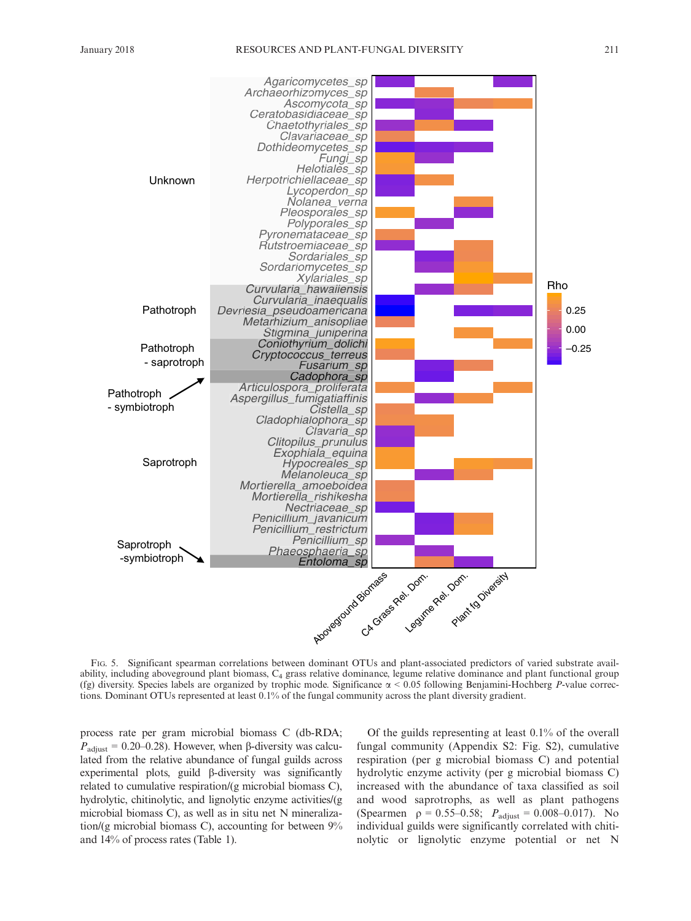Fig. 5. Significant spearman correlations between dominant OTUs and plant-associated predictors of varied substrate availability, including aboveground plant biomass, $C_4$ grass relative dominance, legume relative dominance and plant functional group (fg) diversity. Species labels are organized by trophic mode. Significance $\alpha < 0.05$ following Benjamini-Hochberg $P$-value corrections. Dominant OTUs represented at least 0.1% of the fungal community across the plant diversity gradient.

process rate per gram microbial biomass C (db-RDA; $P_{adjust} = 0.20–0.28$). However, when β-diversity was calculated from the relative abundance of fungal guilds across experimental plots, guild β-diversity was significantly related to cumulative respiration/(g microbial biomass C), hydrolytic, chitinolytic, and lignolytic enzyme activities/(g microbial biomass C), as well as in situ net N mineralization/(g microbial biomass C), accounting for between 9% and 14% of process rates (Table 1).

Of the guilds representing at least 0.1% of the overall fungal community (Appendix S2: Fig. S2), cumulative respiration (per g microbial biomass C) and potential hydrolytic enzyme activity (per g microbial biomass C) increased with the abundance of taxa classified as soil and wood saprotrophs, as well as plant pathogens (Spearmen $\rho = 0.55–0.58$; $P_{adjust} = 0.008–0.017$). No individual guilds were significantly correlated with chitinolytic or lignolytic enzyme potential or net N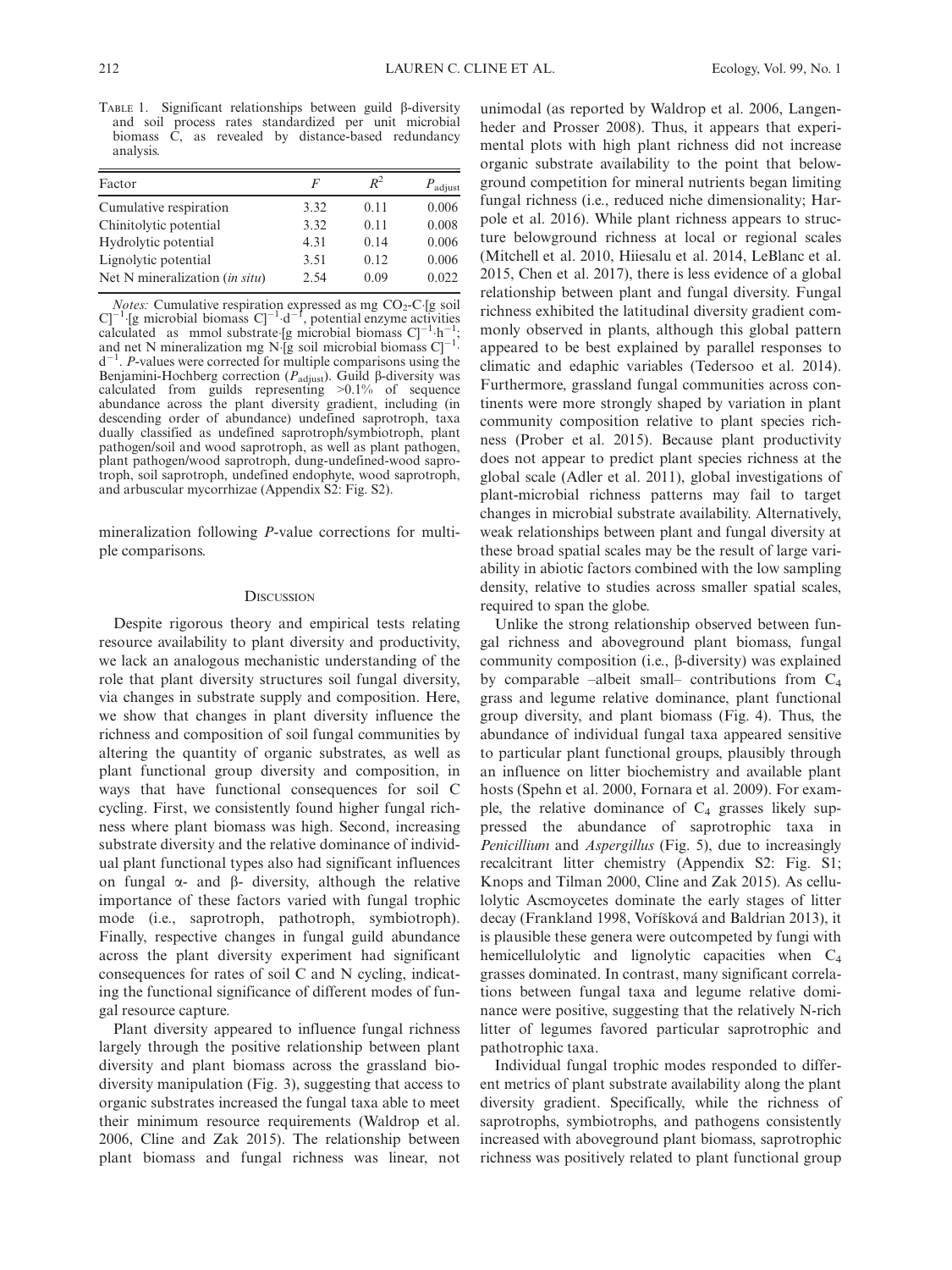Table 1. Significant relationships between guild β-diversity and soil process rates standardized per unit microbial biomass C, as revealed by distance-based redundancy analysis.

| Factor | $F$ | $R^2$ | $P_{adjust}$ |
|---|---|---|---|
| Cumulative respiration | 3.32 | 0.11 | 0.006 |
| Chinitolytic potential | 3.32 | 0.11 | 0.008 |
| Hydrolytic potential | 4.31 | 0.14 | 0.006 |
| Lignolytic potential | 3.51 | 0.12 | 0.006 |
| Net N mineralization (*in situ*) | 2.54 | 0.09 | 0.022 |

*Notes:* Cumulative respiration expressed as mg $CO_2$-C·[g soil C]$^{-1}$·[g microbial biomass C]$^{-1}$·d$^{-1}$, potential enzyme activities calculated as mmol substrate·[g microbial biomass C]$^{-1}$·h$^{-1}$; and net N mineralization mg N·[g soil microbial biomass C]$^{-1}$·d$^{-1}$. $P$-values were corrected for multiple comparisons using the Benjamini-Hochberg correction ($P_{adjust}$). Guild β-diversity was calculated from guilds representing >0.1% of sequence abundance across the plant diversity gradient, including (in descending order of abundance) undefined saprotroph, taxa dually classified as undefined saprotroph/symbiotroph, plant pathogen/soil and wood saprotroph, as well as plant pathogen, plant pathogen/wood saprotroph, dung-undefined-wood saprotroph, soil saprotroph, undefined endophyte, wood saprotroph, and arbuscular mycorrhizae (Appendix S2: Fig. S2).

mineralization following $P$-value corrections for multiple comparisons.

## Discussion

Despite rigorous theory and empirical tests relating resource availability to plant diversity and productivity, we lack an analogous mechanistic understanding of the role that plant diversity structures soil fungal diversity, via changes in substrate supply and composition. Here, we show that changes in plant diversity influence the richness and composition of soil fungal communities by altering the quantity of organic substrates, as well as plant functional group diversity and composition, in ways that have functional consequences for soil C cycling. First, we consistently found higher fungal richness where plant biomass was high. Second, increasing substrate diversity and the relative dominance of individual plant functional types also had significant influences on fungal α- and β- diversity, although the relative importance of these factors varied with fungal trophic mode (i.e., saprotroph, pathotroph, symbiotroph). Finally, respective changes in fungal guild abundance across the plant diversity experiment had significant consequences for rates of soil C and N cycling, indicating the functional significance of different modes of fungal resource capture.

Plant diversity appeared to influence fungal richness largely through the positive relationship between plant diversity and plant biomass across the grassland biodiversity manipulation (Fig. 3), suggesting that access to organic substrates increased the fungal taxa able to meet their minimum resource requirements (Waldrop et al. 2006, Cline and Zak 2015). The relationship between plant biomass and fungal richness was linear, not unimodal (as reported by Waldrop et al. 2006, Langenheder and Prosser 2008). Thus, it appears that experimental plots with high plant richness did not increase organic substrate availability to the point that belowground competition for mineral nutrients began limiting fungal richness (i.e., reduced niche dimensionality; Harpole et al. 2016). While plant richness appears to structure belowground richness at local or regional scales (Mitchell et al. 2010, Hiiesalu et al. 2014, LeBlanc et al. 2015, Chen et al. 2017), there is less evidence of a global relationship between plant and fungal diversity. Fungal richness exhibited the latitudinal diversity gradient commonly observed in plants, although this global pattern appeared to be best explained by parallel responses to climatic and edaphic variables (Tedersoo et al. 2014). Furthermore, grassland fungal communities across continents were more strongly shaped by variation in plant community composition relative to plant species richness (Prober et al. 2015). Because plant productivity does not appear to predict plant species richness at the global scale (Adler et al. 2011), global investigations of plant-microbial richness patterns may fail to target changes in microbial substrate availability. Alternatively, weak relationships between plant and fungal diversity at these broad spatial scales may be the result of large variability in abiotic factors combined with the low sampling density, relative to studies across smaller spatial scales, required to span the globe.

Unlike the strong relationship observed between fungal richness and aboveground plant biomass, fungal community composition (i.e., β-diversity) was explained by comparable –albeit small– contributions from $C_4$ grass and legume relative dominance, plant functional group diversity, and plant biomass (Fig. 4). Thus, the abundance of individual fungal taxa appeared sensitive to particular plant functional groups, plausibly through an influence on litter biochemistry and available plant hosts (Spehn et al. 2000, Fornara et al. 2009). For example, the relative dominance of $C_4$ grasses likely suppressed the abundance of saprotrophic taxa in *Penicillium* and *Aspergillus* (Fig. 5), due to increasingly recalcitrant litter chemistry (Appendix S2: Fig. S1; Knops and Tilman 2000, Cline and Zak 2015). As cellulolytic Ascmoycetes dominate the early stages of litter decay (Frankland 1998, Voříšková and Baldrian 2013), it is plausible these genera were outcompeted by fungi with hemicellulolytic and lignolytic capacities when $C_4$ grasses dominated. In contrast, many significant correlations between fungal taxa and legume relative dominance were positive, suggesting that the relatively N-rich litter of legumes favored particular saprotrophic and pathotrophic taxa.

Individual fungal trophic modes responded to different metrics of plant substrate availability along the plant diversity gradient. Specifically, while the richness of saprotrophs, symbiotrophs, and pathogens consistently increased with aboveground plant biomass, saprotrophic richness was positively related to plant functional group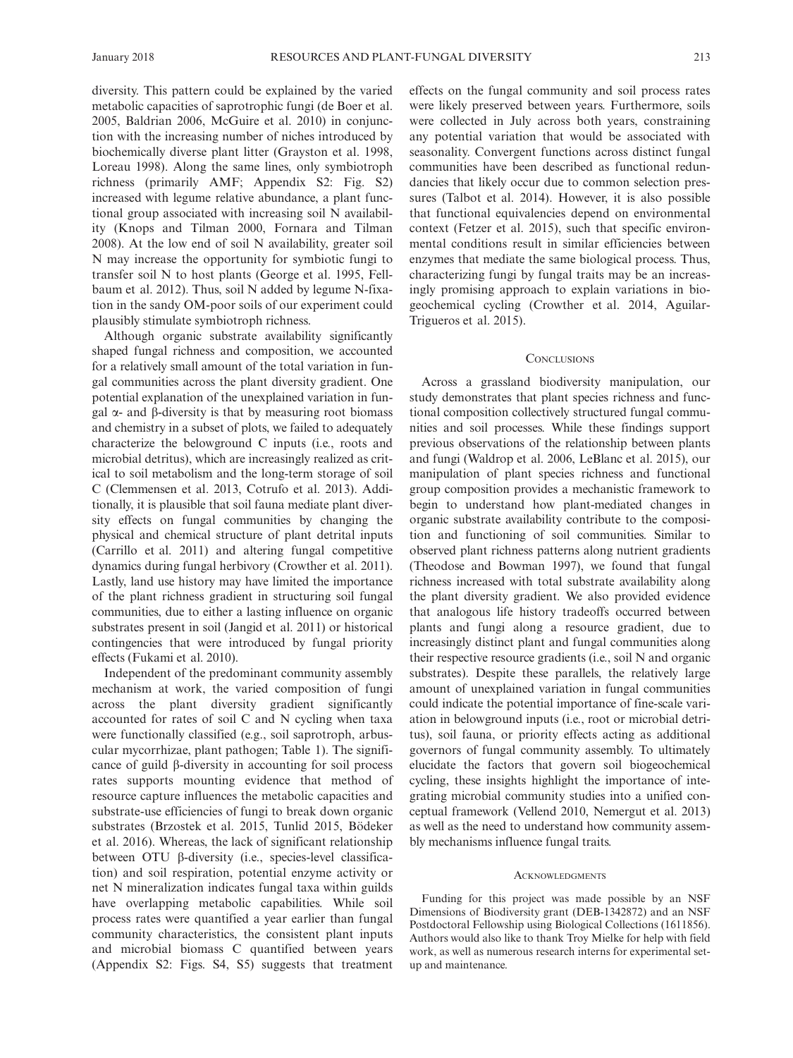diversity. This pattern could be explained by the varied metabolic capacities of saprotrophic fungi (de Boer et al. 2005, Baldrian 2006, McGuire et al. 2010) in conjunction with the increasing number of niches introduced by biochemically diverse plant litter (Grayston et al. 1998, Loreau 1998). Along the same lines, only symbiotroph richness (primarily AMF; Appendix S2: Fig. S2) increased with legume relative abundance, a plant functional group associated with increasing soil N availability (Knops and Tilman 2000, Fornara and Tilman 2008). At the low end of soil N availability, greater soil N may increase the opportunity for symbiotic fungi to transfer soil N to host plants (George et al. 1995, Fellbaum et al. 2012). Thus, soil N added by legume N-fixation in the sandy OM-poor soils of our experiment could plausibly stimulate symbiotroph richness.

Although organic substrate availability significantly shaped fungal richness and composition, we accounted for a relatively small amount of the total variation in fungal communities across the plant diversity gradient. One potential explanation of the unexplained variation in fungal $\alpha$- and $\beta$-diversity is that by measuring root biomass and chemistry in a subset of plots, we failed to adequately characterize the belowground C inputs (i.e., roots and microbial detritus), which are increasingly realized as critical to soil metabolism and the long-term storage of soil C (Clemmensen et al. 2013, Cotrufo et al. 2013). Additionally, it is plausible that soil fauna mediate plant diversity effects on fungal communities by changing the physical and chemical structure of plant detrital inputs (Carrillo et al. 2011) and altering fungal competitive dynamics during fungal herbivory (Crowther et al. 2011). Lastly, land use history may have limited the importance of the plant richness gradient in structuring soil fungal communities, due to either a lasting influence on organic substrates present in soil (Jangid et al. 2011) or historical contingencies that were introduced by fungal priority effects (Fukami et al. 2010).

Independent of the predominant community assembly mechanism at work, the varied composition of fungi across the plant diversity gradient significantly accounted for rates of soil C and N cycling when taxa were functionally classified (e.g., soil saprotroph, arbuscular mycorrhizae, plant pathogen; Table 1). The significance of guild $\beta$-diversity in accounting for soil process rates supports mounting evidence that method of resource capture influences the metabolic capacities and substrate-use efficiencies of fungi to break down organic substrates (Brzostek et al. 2015, Tunlid 2015, Bödeker et al. 2016). Whereas, the lack of significant relationship between OTU $\beta$-diversity (i.e., species-level classification) and soil respiration, potential enzyme activity or net N mineralization indicates fungal taxa within guilds have overlapping metabolic capabilities. While soil process rates were quantified a year earlier than fungal community characteristics, the consistent plant inputs and microbial biomass C quantified between years (Appendix S2: Figs. S4, S5) suggests that treatment effects on the fungal community and soil process rates were likely preserved between years. Furthermore, soils were collected in July across both years, constraining any potential variation that would be associated with seasonality. Convergent functions across distinct fungal communities have been described as functional redundancies that likely occur due to common selection pressures (Talbot et al. 2014). However, it is also possible that functional equivalencies depend on environmental context (Fetzer et al. 2015), such that specific environmental conditions result in similar efficiencies between enzymes that mediate the same biological process. Thus, characterizing fungi by fungal traits may be an increasingly promising approach to explain variations in biogeochemical cycling (Crowther et al. 2014, Aguilar-Trigueros et al. 2015).

## Conclusions

Across a grassland biodiversity manipulation, our study demonstrates that plant species richness and functional composition collectively structured fungal communities and soil processes. While these findings support previous observations of the relationship between plants and fungi (Waldrop et al. 2006, LeBlanc et al. 2015), our manipulation of plant species richness and functional group composition provides a mechanistic framework to begin to understand how plant-mediated changes in organic substrate availability contribute to the composition and functioning of soil communities. Similar to observed plant richness patterns along nutrient gradients (Theodose and Bowman 1997), we found that fungal richness increased with total substrate availability along the plant diversity gradient. We also provided evidence that analogous life history tradeoffs occurred between plants and fungi along a resource gradient, due to increasingly distinct plant and fungal communities along their respective resource gradients (i.e., soil N and organic substrates). Despite these parallels, the relatively large amount of unexplained variation in fungal communities could indicate the potential importance of fine-scale variation in belowground inputs (i.e., root or microbial detritus), soil fauna, or priority effects acting as additional governors of fungal community assembly. To ultimately elucidate the factors that govern soil biogeochemical cycling, these insights highlight the importance of integrating microbial community studies into a unified conceptual framework (Vellend 2010, Nemergut et al. 2013) as well as the need to understand how community assembly mechanisms influence fungal traits.

## Acknowledgments

Funding for this project was made possible by an NSF Dimensions of Biodiversity grant (DEB-1342872) and an NSF Postdoctoral Fellowship using Biological Collections (1611856). Authors would also like to thank Troy Mielke for help with field work, as well as numerous research interns for experimental setup and maintenance.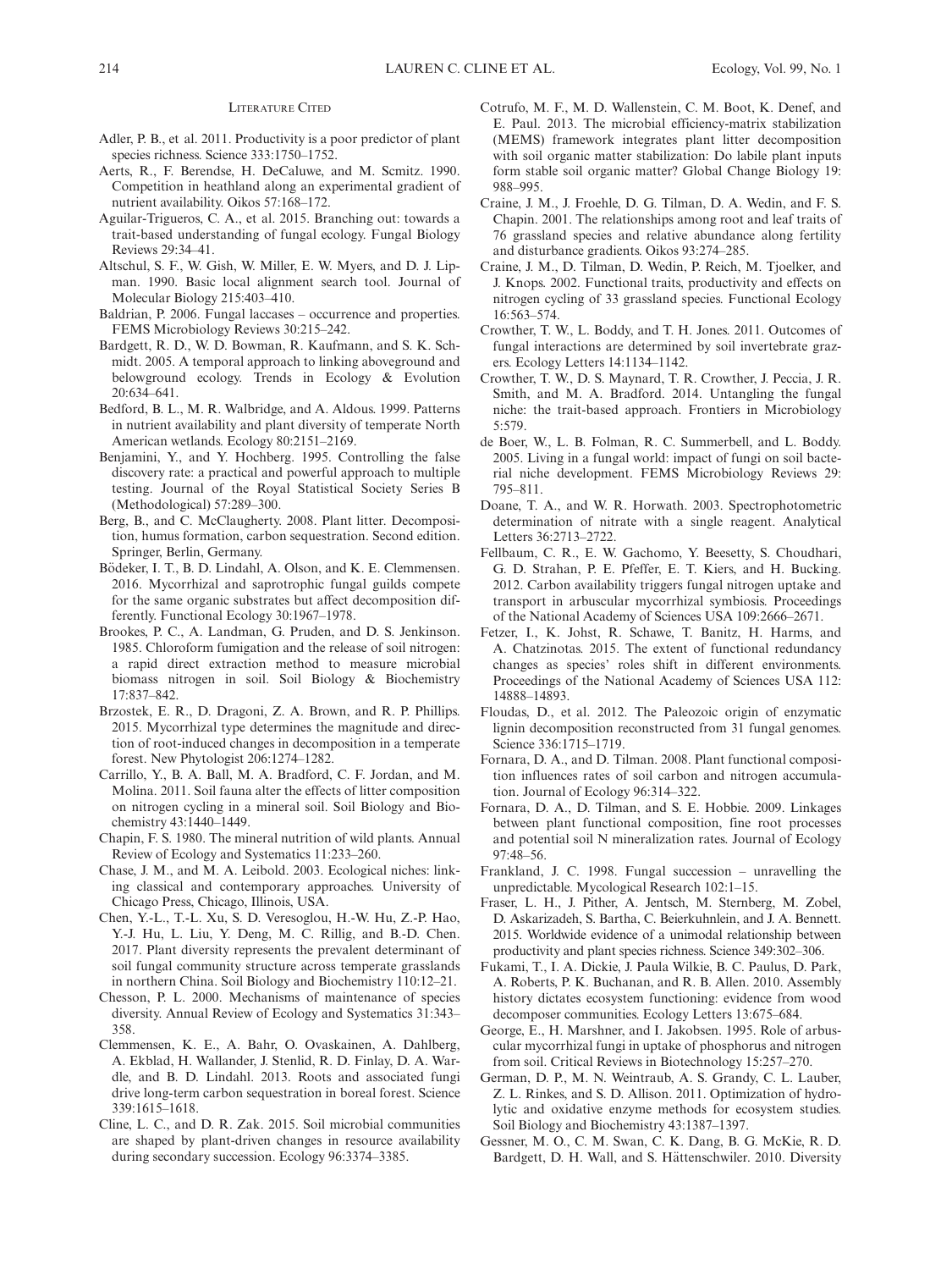## Literature Cited

Adler, P. B., et al. 2011. Productivity is a poor predictor of plant species richness. Science 333:1750–1752.

Aerts, R., F. Berendse, H. DeCaluwe, and M. Scmitz. 1990. Competition in heathland along an experimental gradient of nutrient availability. Oikos 57:168–172.

Aguilar-Trigueros, C. A., et al. 2015. Branching out: towards a trait-based understanding of fungal ecology. Fungal Biology Reviews 29:34–41.

Altschul, S. F., W. Gish, W. Miller, E. W. Myers, and D. J. Lipman. 1990. Basic local alignment search tool. Journal of Molecular Biology 215:403–410.

Baldrian, P. 2006. Fungal laccases – occurrence and properties. FEMS Microbiology Reviews 30:215–242.

Bardgett, R. D., W. D. Bowman, R. Kaufmann, and S. K. Schmidt. 2005. A temporal approach to linking aboveground and belowground ecology. Trends in Ecology & Evolution 20:634–641.

Bedford, B. L., M. R. Walbridge, and A. Aldous. 1999. Patterns in nutrient availability and plant diversity of temperate North American wetlands. Ecology 80:2151–2169.

Benjamini, Y., and Y. Hochberg. 1995. Controlling the false discovery rate: a practical and powerful approach to multiple testing. Journal of the Royal Statistical Society Series B (Methodological) 57:289–300.

Berg, B., and C. McClaugherty. 2008. Plant litter. Decomposition, humus formation, carbon sequestration. Second edition. Springer, Berlin, Germany.

Bödeker, I. T., B. D. Lindahl, A. Olson, and K. E. Clemmensen. 2016. Mycorrhizal and saprotrophic fungal guilds compete for the same organic substrates but affect decomposition differently. Functional Ecology 30:1967–1978.

Brookes, P. C., A. Landman, G. Pruden, and D. S. Jenkinson. 1985. Chloroform fumigation and the release of soil nitrogen: a rapid direct extraction method to measure microbial biomass nitrogen in soil. Soil Biology & Biochemistry 17:837–842.

Brzostek, E. R., D. Dragoni, Z. A. Brown, and R. P. Phillips. 2015. Mycorrhizal type determines the magnitude and direction of root-induced changes in decomposition in a temperate forest. New Phytologist 206:1274–1282.

Carrillo, Y., B. A. Ball, M. A. Bradford, C. F. Jordan, and M. Molina. 2011. Soil fauna alter the effects of litter composition on nitrogen cycling in a mineral soil. Soil Biology and Biochemistry 43:1440–1449.

Chapin, F. S. 1980. The mineral nutrition of wild plants. Annual Review of Ecology and Systematics 11:233–260.

Chase, J. M., and M. A. Leibold. 2003. Ecological niches: linking classical and contemporary approaches. University of Chicago Press, Chicago, Illinois, USA.

Chen, Y.-L., T.-L. Xu, S. D. Veresoglou, H.-W. Hu, Z.-P. Hao, Y.-J. Hu, L. Liu, Y. Deng, M. C. Rillig, and B.-D. Chen. 2017. Plant diversity represents the prevalent determinant of soil fungal community structure across temperate grasslands in northern China. Soil Biology and Biochemistry 110:12–21.

Chesson, P. L. 2000. Mechanisms of maintenance of species diversity. Annual Review of Ecology and Systematics 31:343–358.

Clemmensen, K. E., A. Bahr, O. Ovaskainen, A. Dahlberg, A. Ekblad, H. Wallander, J. Stenlid, R. D. Finlay, D. A. Wardle, and B. D. Lindahl. 2013. Roots and associated fungi drive long-term carbon sequestration in boreal forest. Science 339:1615–1618.

Cline, L. C., and D. R. Zak. 2015. Soil microbial communities are shaped by plant-driven changes in resource availability during secondary succession. Ecology 96:3374–3385.

Cotrufo, M. F., M. D. Wallenstein, C. M. Boot, K. Denef, and E. Paul. 2013. The microbial efficiency-matrix stabilization (MEMS) framework integrates plant litter decomposition with soil organic matter stabilization: Do labile plant inputs form stable soil organic matter? Global Change Biology 19: 988–995.

Craine, J. M., J. Froehle, D. G. Tilman, D. A. Wedin, and F. S. Chapin. 2001. The relationships among root and leaf traits of 76 grassland species and relative abundance along fertility and disturbance gradients. Oikos 93:274–285.

Craine, J. M., D. Tilman, D. Wedin, P. Reich, M. Tjoelker, and J. Knops. 2002. Functional traits, productivity and effects on nitrogen cycling of 33 grassland species. Functional Ecology 16:563–574.

Crowther, T. W., L. Boddy, and T. H. Jones. 2011. Outcomes of fungal interactions are determined by soil invertebrate grazers. Ecology Letters 14:1134–1142.

Crowther, T. W., D. S. Maynard, T. R. Crowther, J. Peccia, J. R. Smith, and M. A. Bradford. 2014. Untangling the fungal niche: the trait-based approach. Frontiers in Microbiology 5:579.

de Boer, W., L. B. Folman, R. C. Summerbell, and L. Boddy. 2005. Living in a fungal world: impact of fungi on soil bacterial niche development. FEMS Microbiology Reviews 29: 795–811.

Doane, T. A., and W. R. Horwath. 2003. Spectrophotometric determination of nitrate with a single reagent. Analytical Letters 36:2713–2722.

Fellbaum, C. R., E. W. Gachomo, Y. Beesetty, S. Choudhari, G. D. Strahan, P. E. Pfeffer, E. T. Kiers, and H. Bucking. 2012. Carbon availability triggers fungal nitrogen uptake and transport in arbuscular mycorrhizal symbiosis. Proceedings of the National Academy of Sciences USA 109:2666–2671.

Fetzer, I., K. Johst, R. Schawe, T. Banitz, H. Harms, and A. Chatzinotas. 2015. The extent of functional redundancy changes as species' roles shift in different environments. Proceedings of the National Academy of Sciences USA 112: 14888–14893.

Floudas, D., et al. 2012. The Paleozoic origin of enzymatic lignin decomposition reconstructed from 31 fungal genomes. Science 336:1715–1719.

Fornara, D. A., and D. Tilman. 2008. Plant functional composition influences rates of soil carbon and nitrogen accumulation. Journal of Ecology 96:314–322.

Fornara, D. A., D. Tilman, and S. E. Hobbie. 2009. Linkages between plant functional composition, fine root processes and potential soil N mineralization rates. Journal of Ecology 97:48–56.

Frankland, J. C. 1998. Fungal succession – unravelling the unpredictable. Mycological Research 102:1–15.

Fraser, L. H., J. Pither, A. Jentsch, M. Sternberg, M. Zobel, D. Askarizadeh, S. Bartha, C. Beierkuhnlein, and J. A. Bennett. 2015. Worldwide evidence of a unimodal relationship between productivity and plant species richness. Science 349:302–306.

Fukami, T., I. A. Dickie, J. Paula Wilkie, B. C. Paulus, D. Park, A. Roberts, P. K. Buchanan, and R. B. Allen. 2010. Assembly history dictates ecosystem functioning: evidence from wood decomposer communities. Ecology Letters 13:675–684.

George, E., H. Marshner, and I. Jakobsen. 1995. Role of arbuscular mycorrhizal fungi in uptake of phosphorus and nitrogen from soil. Critical Reviews in Biotechnology 15:257–270.

German, D. P., M. N. Weintraub, A. S. Grandy, C. L. Lauber, Z. L. Rinkes, and S. D. Allison. 2011. Optimization of hydrolytic and oxidative enzyme methods for ecosystem studies. Soil Biology and Biochemistry 43:1387–1397.

Gessner, M. O., C. M. Swan, C. K. Dang, B. G. McKie, R. D. Bardgett, D. H. Wall, and S. Hättenschwiler. 2010. Diversity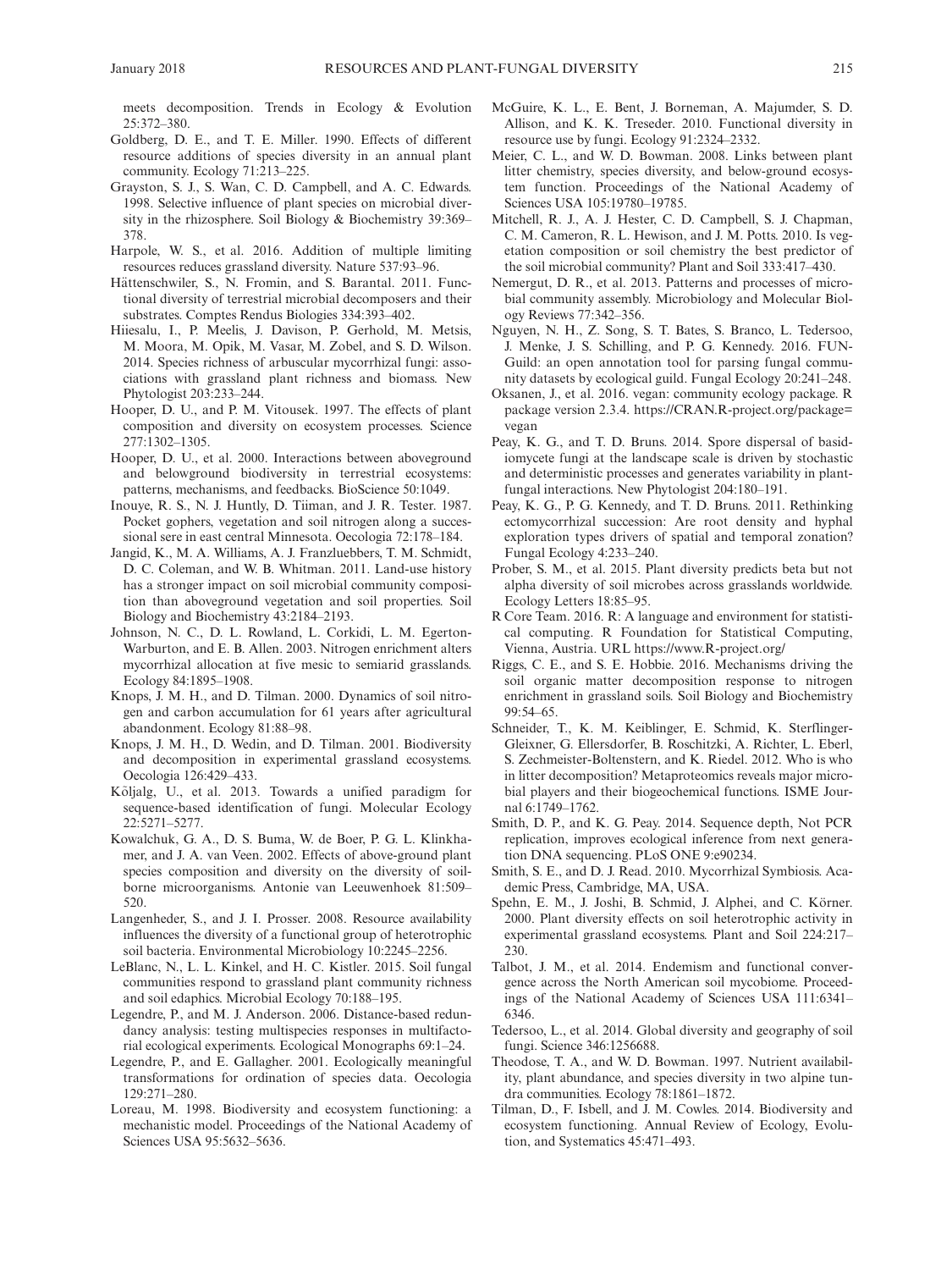meets decomposition. Trends in Ecology & Evolution 25:372–380.

Goldberg, D. E., and T. E. Miller. 1990. Effects of different resource additions of species diversity in an annual plant community. Ecology 71:213–225.

Grayston, S. J., S. Wan, C. D. Campbell, and A. C. Edwards. 1998. Selective influence of plant species on microbial diversity in the rhizosphere. Soil Biology & Biochemistry 39:369–378.

Harpole, W. S., et al. 2016. Addition of multiple limiting resources reduces grassland diversity. Nature 537:93–96.

Hättenschwiler, S., N. Fromin, and S. Barantal. 2011. Functional diversity of terrestrial microbial decomposers and their substrates. Comptes Rendus Biologies 334:393–402.

Hiiesalu, I., P. Meelis, J. Davison, P. Gerhold, M. Metsis, M. Moora, M. Opik, M. Vasar, M. Zobel, and S. D. Wilson. 2014. Species richness of arbuscular mycorrhizal fungi: associations with grassland plant richness and biomass. New Phytologist 203:233–244.

Hooper, D. U., and P. M. Vitousek. 1997. The effects of plant composition and diversity on ecosystem processes. Science 277:1302–1305.

Hooper, D. U., et al. 2000. Interactions between aboveground and belowground biodiversity in terrestrial ecosystems: patterns, mechanisms, and feedbacks. BioScience 50:1049.

Inouye, R. S., N. J. Huntly, D. Tilman, and J. R. Tester. 1987. Pocket gophers, vegetation and soil nitrogen along a successional sere in east central Minnesota. Oecologia 72:178–184.

Jangid, K., M. A. Williams, A. J. Franzluebbers, T. M. Schmidt, D. C. Coleman, and W. B. Whitman. 2011. Land-use history has a stronger impact on soil microbial community composition than aboveground vegetation and soil properties. Soil Biology and Biochemistry 43:2184–2193.

Johnson, N. C., D. L. Rowland, L. Corkidi, L. M. Egerton-Warburton, and E. B. Allen. 2003. Nitrogen enrichment alters mycorrhizal allocation at five mesic to semiarid grasslands. Ecology 84:1895–1908.

Knops, J. M. H., and D. Tilman. 2000. Dynamics of soil nitrogen and carbon accumulation for 61 years after agricultural abandonment. Ecology 81:88–98.

Knops, J. M. H., D. Wedin, and D. Tilman. 2001. Biodiversity and decomposition in experimental grassland ecosystems. Oecologia 126:429–433.

Kõljalg, U., et al. 2013. Towards a unified paradigm for sequence-based identification of fungi. Molecular Ecology 22:5271–5277.

Kowalchuk, G. A., D. S. Buma, W. de Boer, P. G. L. Klinkhamer, and J. A. van Veen. 2002. Effects of above-ground plant species composition and diversity on the diversity of soil-borne microorganisms. Antonie van Leeuwenhoek 81:509–520.

Langenheder, S., and J. I. Prosser. 2008. Resource availability influences the diversity of a functional group of heterotrophic soil bacteria. Environmental Microbiology 10:2245–2256.

LeBlanc, N., L. L. Kinkel, and H. C. Kistler. 2015. Soil fungal communities respond to grassland plant community richness and soil edaphics. Microbial Ecology 70:188–195.

Legendre, P., and M. J. Anderson. 2006. Distance-based redundancy analysis: testing multispecies responses in multifactorial ecological experiments. Ecological Monographs 69:1–24.

Legendre, P., and E. Gallagher. 2001. Ecologically meaningful transformations for ordination of species data. Oecologia 129:271–280.

Loreau, M. 1998. Biodiversity and ecosystem functioning: a mechanistic model. Proceedings of the National Academy of Sciences USA 95:5632–5636.

McGuire, K. L., E. Bent, J. Borneman, A. Majumder, S. D. Allison, and K. K. Treseder. 2010. Functional diversity in resource use by fungi. Ecology 91:2324–2332.

Meier, C. L., and W. D. Bowman. 2008. Links between plant litter chemistry, species diversity, and below-ground ecosystem function. Proceedings of the National Academy of Sciences USA 105:19780–19785.

Mitchell, R. J., A. J. Hester, C. D. Campbell, S. J. Chapman, C. M. Cameron, R. L. Hewison, and J. M. Potts. 2010. Is vegetation composition or soil chemistry the best predictor of the soil microbial community? Plant and Soil 333:417–430.

Nemergut, D. R., et al. 2013. Patterns and processes of microbial community assembly. Microbiology and Molecular Biology Reviews 77:342–356.

Nguyen, N. H., Z. Song, S. T. Bates, S. Branco, L. Tedersoo, J. Menke, J. S. Schilling, and P. G. Kennedy. 2016. FUNGuild: an open annotation tool for parsing fungal community datasets by ecological guild. Fungal Ecology 20:241–248.

Oksanen, J., et al. 2016. vegan: community ecology package. R package version 2.3.4. https://CRAN.R-project.org/package=vegan

Peay, K. G., and T. D. Bruns. 2014. Spore dispersal of basidiomycete fungi at the landscape scale is driven by stochastic and deterministic processes and generates variability in plant-fungal interactions. New Phytologist 204:180–191.

Peay, K. G., P. G. Kennedy, and T. D. Bruns. 2011. Rethinking ectomycorrhizal succession: Are root density and hyphal exploration types drivers of spatial and temporal zonation? Fungal Ecology 4:233–240.

Prober, S. M., et al. 2015. Plant diversity predicts beta but not alpha diversity of soil microbes across grasslands worldwide. Ecology Letters 18:85–95.

R Core Team. 2016. R: A language and environment for statistical computing. R Foundation for Statistical Computing, Vienna, Austria. URL https://www.R-project.org/

Riggs, C. E., and S. E. Hobbie. 2016. Mechanisms driving the soil organic matter decomposition response to nitrogen enrichment in grassland soils. Soil Biology and Biochemistry 99:54–65.

Schneider, T., K. M. Keiblinger, E. Schmid, K. Sterflinger-Gleixner, G. Ellersdorfer, B. Roschitzki, A. Richter, L. Eberl, S. Zechmeister-Boltenstern, and K. Riedel. 2012. Who is who in litter decomposition? Metaproteomics reveals major microbial players and their biogeochemical functions. ISME Journal 6:1749–1762.

Smith, D. P., and K. G. Peay. 2014. Sequence depth, Not PCR replication, improves ecological inference from next generation DNA sequencing. PLoS ONE 9:e90234.

Smith, S. E., and D. J. Read. 2010. Mycorrhizal Symbiosis. Academic Press, Cambridge, MA, USA.

Spehn, E. M., J. Joshi, B. Schmid, J. Alphei, and C. Körner. 2000. Plant diversity effects on soil heterotrophic activity in experimental grassland ecosystems. Plant and Soil 224:217–230.

Talbot, J. M., et al. 2014. Endemism and functional convergence across the North American soil mycobiome. Proceedings of the National Academy of Sciences USA 111:6341–6346.

Tedersoo, L., et al. 2014. Global diversity and geography of soil fungi. Science 346:1256688.

Theodose, T. A., and W. D. Bowman. 1997. Nutrient availability, plant abundance, and species diversity in two alpine tundra communities. Ecology 78:1861–1872.

Tilman, D., F. Isbell, and J. M. Cowles. 2014. Biodiversity and ecosystem functioning. Annual Review of Ecology, Evolution, and Systematics 45:471–493.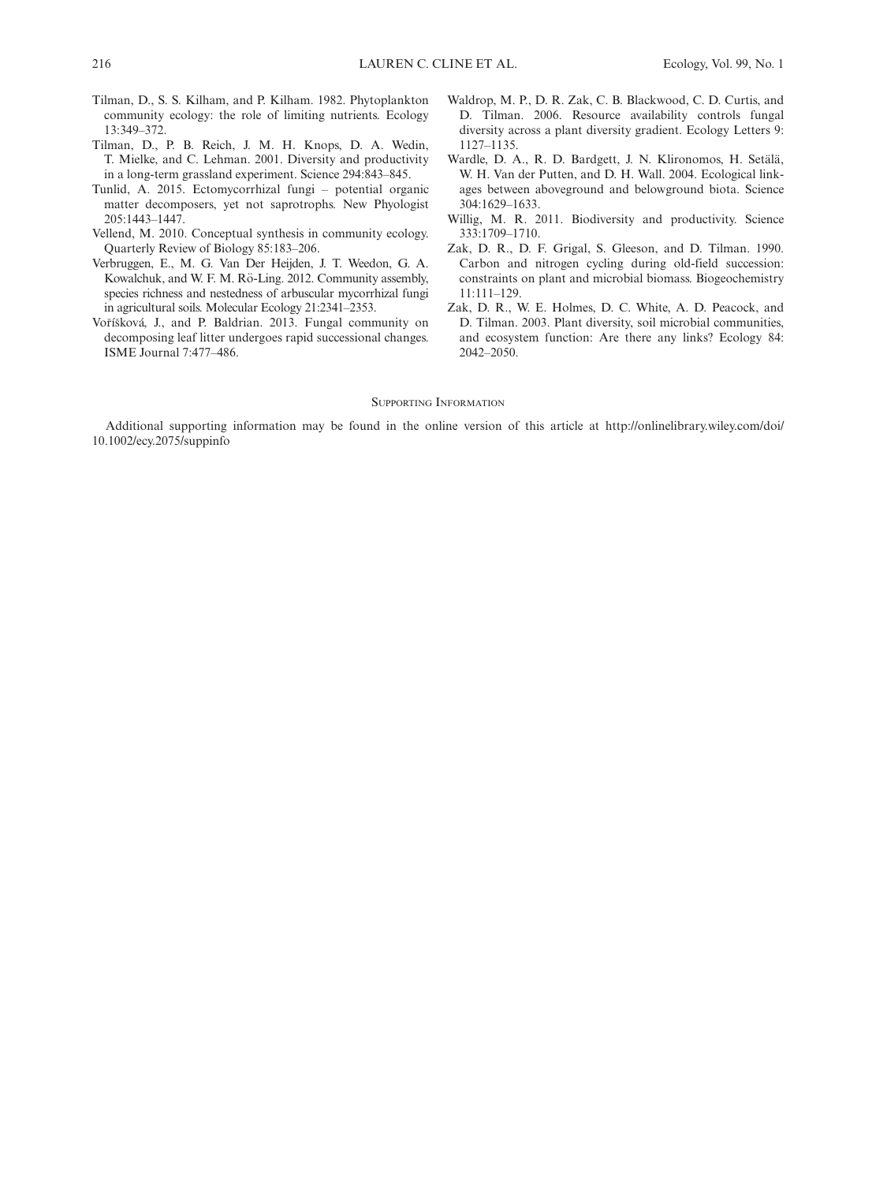Tilman, D., S. S. Kilham, and P. Kilham. 1982. Phytoplankton community ecology: the role of limiting nutrients. Ecology 13:349–372.

Tilman, D., P. B. Reich, J. M. H. Knops, D. A. Wedin, T. Mielke, and C. Lehman. 2001. Diversity and productivity in a long-term grassland experiment. Science 294:843–845.

Tunlid, A. 2015. Ectomycorrhizal fungi – potential organic matter decomposers, yet not saprotrophs. New Phyologist 205:1443–1447.

Vellend, M. 2010. Conceptual synthesis in community ecology. Quarterly Review of Biology 85:183–206.

Verbruggen, E., M. G. Van Der Heijden, J. T. Weedon, G. A. Kowalchuk, and W. F. M. Rö-Ling. 2012. Community assembly, species richness and nestedness of arbuscular mycorrhizal fungi in agricultural soils. Molecular Ecology 21:2341–2353.

Voříšková, J., and P. Baldrian. 2013. Fungal community on decomposing leaf litter undergoes rapid successional changes. ISME Journal 7:477–486.

Waldrop, M. P., D. R. Zak, C. B. Blackwood, C. D. Curtis, and D. Tilman. 2006. Resource availability controls fungal diversity across a plant diversity gradient. Ecology Letters 9: 1127–1135.

Wardle, D. A., R. D. Bardgett, J. N. Klironomos, H. Setälä, W. H. Van der Putten, and D. H. Wall. 2004. Ecological linkages between aboveground and belowground biota. Science 304:1629–1633.

Willig, M. R. 2011. Biodiversity and productivity. Science 333:1709–1710.

Zak, D. R., D. F. Grigal, S. Gleeson, and D. Tilman. 1990. Carbon and nitrogen cycling during old-field succession: constraints on plant and microbial biomass. Biogeochemistry 11:111–129.

Zak, D. R., W. E. Holmes, D. C. White, A. D. Peacock, and D. Tilman. 2003. Plant diversity, soil microbial communities, and ecosystem function: Are there any links? Ecology 84: 2042–2050.

## Supporting Information

Additional supporting information may be found in the online version of this article at http://onlinelibrary.wiley.com/doi/10.1002/ecy.2075/suppinfo